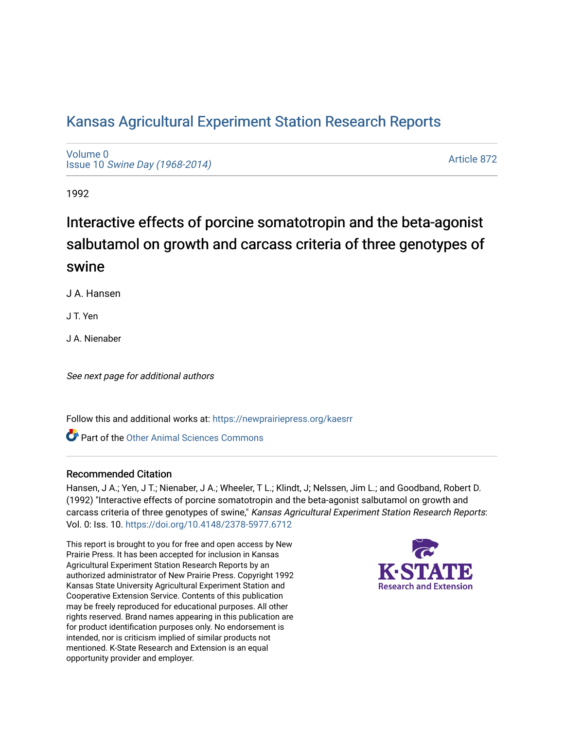# Kansas Agricultural Experiment Station Research Reports

Volume 0
Issue 10 *Swine Day (1968-2014)*

Article 872

1992

## Interactive effects of porcine somatotropin and the beta-agonist salbutamol on growth and carcass criteria of three genotypes of swine

J A. Hansen

J T. Yen

J A. Nienaber

*See next page for additional authors*

Follow this and additional works at: https://newprairiepress.org/kaesrr

Part of the Other Animal Sciences Commons

### Recommended Citation

Hansen, J A.; Yen, J T.; Nienaber, J A.; Wheeler, T L.; Klindt, J; Nelssen, Jim L.; and Goodband, Robert D. (1992) "Interactive effects of porcine somatotropin and the beta-agonist salbutamol on growth and carcass criteria of three genotypes of swine," *Kansas Agricultural Experiment Station Research Reports*: Vol. 0: Iss. 10. https://doi.org/10.4148/2378-5977.6712

This report is brought to you for free and open access by New Prairie Press. It has been accepted for inclusion in Kansas Agricultural Experiment Station Research Reports by an authorized administrator of New Prairie Press. Copyright 1992 Kansas State University Agricultural Experiment Station and Cooperative Extension Service. Contents of this publication may be freely reproduced for educational purposes. All other rights reserved. Brand names appearing in this publication are for product identification purposes only. No endorsement is intended, nor is criticism implied of similar products not mentioned. K-State Research and Extension is an equal opportunity provider and employer.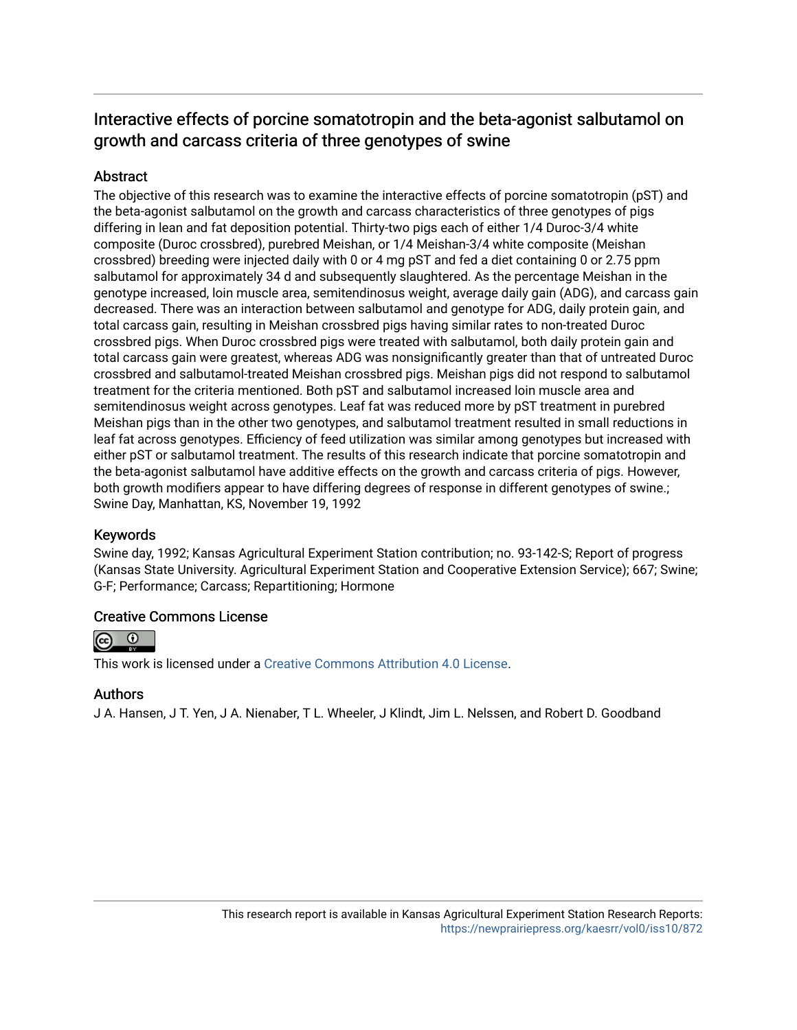# Interactive effects of porcine somatotropin and the beta-agonist salbutamol on growth and carcass criteria of three genotypes of swine

## Abstract

The objective of this research was to examine the interactive effects of porcine somatotropin (pST) and the beta-agonist salbutamol on the growth and carcass characteristics of three genotypes of pigs differing in lean and fat deposition potential. Thirty-two pigs each of either 1/4 Duroc-3/4 white composite (Duroc crossbred), purebred Meishan, or 1/4 Meishan-3/4 white composite (Meishan crossbred) breeding were injected daily with 0 or 4 mg pST and fed a diet containing 0 or 2.75 ppm salbutamol for approximately 34 d and subsequently slaughtered. As the percentage Meishan in the genotype increased, loin muscle area, semitendinosus weight, average daily gain (ADG), and carcass gain decreased. There was an interaction between salbutamol and genotype for ADG, daily protein gain, and total carcass gain, resulting in Meishan crossbred pigs having similar rates to non-treated Duroc crossbred pigs. When Duroc crossbred pigs were treated with salbutamol, both daily protein gain and total carcass gain were greatest, whereas ADG was nonsignificantly greater than that of untreated Duroc crossbred and salbutamol-treated Meishan crossbred pigs. Meishan pigs did not respond to salbutamol treatment for the criteria mentioned. Both pST and salbutamol increased loin muscle area and semitendinosus weight across genotypes. Leaf fat was reduced more by pST treatment in purebred Meishan pigs than in the other two genotypes, and salbutamol treatment resulted in small reductions in leaf fat across genotypes. Efficiency of feed utilization was similar among genotypes but increased with either pST or salbutamol treatment. The results of this research indicate that porcine somatotropin and the beta-agonist salbutamol have additive effects on the growth and carcass criteria of pigs. However, both growth modifiers appear to have differing degrees of response in different genotypes of swine.; Swine Day, Manhattan, KS, November 19, 1992

## Keywords

Swine day, 1992; Kansas Agricultural Experiment Station contribution; no. 93-142-S; Report of progress (Kansas State University. Agricultural Experiment Station and Cooperative Extension Service); 667; Swine; G-F; Performance; Carcass; Repartitioning; Hormone

## Creative Commons License

This work is licensed under a Creative Commons Attribution 4.0 License.

## Authors

J A. Hansen, J T. Yen, J A. Nienaber, T L. Wheeler, J Klindt, Jim L. Nelssen, and Robert D. Goodband

This research report is available in Kansas Agricultural Experiment Station Research Reports: https://newprairiepress.org/kaesrr/vol0/iss10/872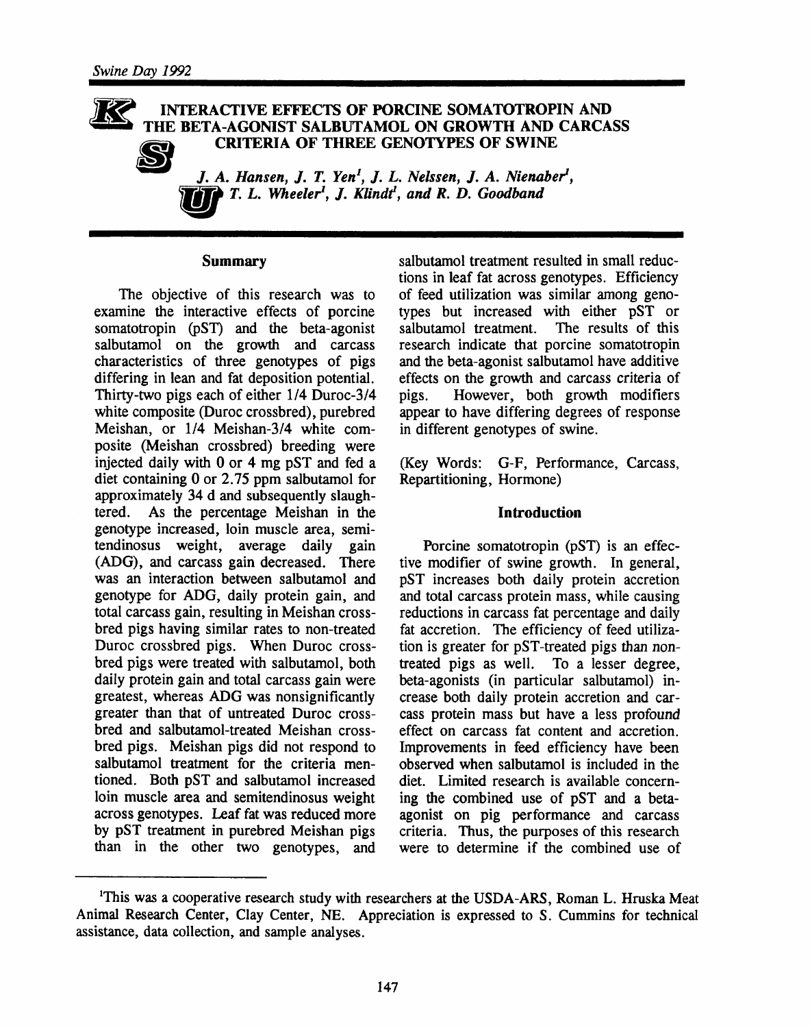# INTERACTIVE EFFECTS OF PORCINE SOMATOTROPIN AND THE BETA-AGONIST SALBUTAMOL ON GROWTH AND CARCASS CRITERIA OF THREE GENOTYPES OF SWINE

*J. A. Hansen, J. T. Yen[1], J. L. Nelssen, J. A. Nienaber[1], T. L. Wheeler[1], J. Klindt[1], and R. D. Goodband*

## Summary

The objective of this research was to examine the interactive effects of porcine somatotropin (pST) and the beta-agonist salbutamol on the growth and carcass characteristics of three genotypes of pigs differing in lean and fat deposition potential. Thirty-two pigs each of either 1/4 Duroc-3/4 white composite (Duroc crossbred), purebred Meishan, or 1/4 Meishan-3/4 white composite (Meishan crossbred) breeding were injected daily with 0 or 4 mg pST and fed a diet containing 0 or 2.75 ppm salbutamol for approximately 34 d and subsequently slaughtered. As the percentage Meishan in the genotype increased, loin muscle area, semitendinosus weight, average daily gain (ADG), and carcass gain decreased. There was an interaction between salbutamol and genotype for ADG, daily protein gain, and total carcass gain, resulting in Meishan crossbred pigs having similar rates to non-treated Duroc crossbred pigs. When Duroc crossbred pigs were treated with salbutamol, both daily protein gain and total carcass gain were greatest, whereas ADG was nonsignificantly greater than that of untreated Duroc crossbred and salbutamol-treated Meishan crossbred pigs. Meishan pigs did not respond to salbutamol treatment for the criteria mentioned. Both pST and salbutamol increased loin muscle area and semitendinosus weight across genotypes. Leaf fat was reduced more by pST treatment in purebred Meishan pigs than in the other two genotypes, and salbutamol treatment resulted in small reductions in leaf fat across genotypes. Efficiency of feed utilization was similar among genotypes but increased with either pST or salbutamol treatment. The results of this research indicate that porcine somatotropin and the beta-agonist salbutamol have additive effects on the growth and carcass criteria of pigs. However, both growth modifiers appear to have differing degrees of response in different genotypes of swine.

(Key Words: G-F, Performance, Carcass, Repartitioning, Hormone)

## Introduction

Porcine somatotropin (pST) is an effective modifier of swine growth. In general, pST increases both daily protein accretion and total carcass protein mass, while causing reductions in carcass fat percentage and daily fat accretion. The efficiency of feed utilization is greater for pST-treated pigs than non-treated pigs as well. To a lesser degree, beta-agonists (in particular salbutamol) increase both daily protein accretion and carcass protein mass but have a less profound effect on carcass fat content and accretion. Improvements in feed efficiency have been observed when salbutamol is included in the diet. Limited research is available concerning the combined use of pST and a beta-agonist on pig performance and carcass criteria. Thus, the purposes of this research were to determine if the combined use of

[1]This was a cooperative research study with researchers at the USDA-ARS, Roman L. Hruska Meat Animal Research Center, Clay Center, NE. Appreciation is expressed to S. Cummins for technical assistance, data collection, and sample analyses.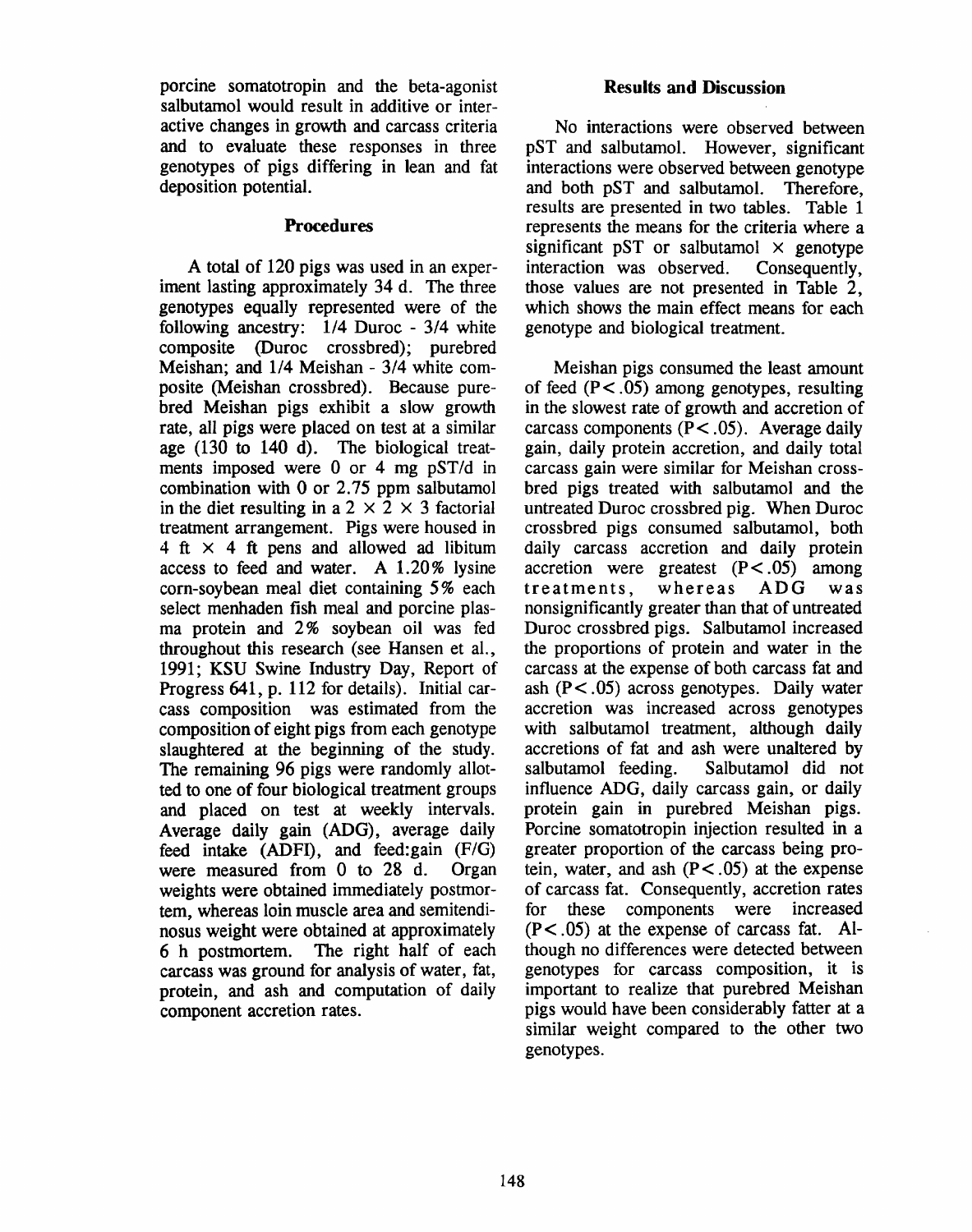porcine somatotropin and the beta-agonist salbutamol would result in additive or interactive changes in growth and carcass criteria and to evaluate these responses in three genotypes of pigs differing in lean and fat deposition potential.

## Procedures

A total of 120 pigs was used in an experiment lasting approximately 34 d. The three genotypes equally represented were of the following ancestry: 1/4 Duroc - 3/4 white composite (Duroc crossbred); purebred Meishan; and 1/4 Meishan - 3/4 white composite (Meishan crossbred). Because purebred Meishan pigs exhibit a slow growth rate, all pigs were placed on test at a similar age (130 to 140 d). The biological treatments imposed were 0 or 4 mg pST/d in combination with 0 or 2.75 ppm salbutamol in the diet resulting in a $2 \times 2 \times 3$ factorial treatment arrangement. Pigs were housed in 4 ft $\times$ 4 ft pens and allowed ad libitum access to feed and water. A 1.20% lysine corn-soybean meal diet containing 5% each select menhaden fish meal and porcine plasma protein and 2% soybean oil was fed throughout this research (see Hansen et al., 1991; KSU Swine Industry Day, Report of Progress 641, p. 112 for details). Initial carcass composition was estimated from the composition of eight pigs from each genotype slaughtered at the beginning of the study. The remaining 96 pigs were randomly allotted to one of four biological treatment groups and placed on test at weekly intervals. Average daily gain (ADG), average daily feed intake (ADFI), and feed:gain (F/G) were measured from 0 to 28 d. Organ weights were obtained immediately postmortem, whereas loin muscle area and semitendinosus weight were obtained at approximately 6 h postmortem. The right half of each carcass was ground for analysis of water, fat, protein, and ash and computation of daily component accretion rates.

## Results and Discussion

No interactions were observed between pST and salbutamol. However, significant interactions were observed between genotype and both pST and salbutamol. Therefore, results are presented in two tables. Table 1 represents the means for the criteria where a significant pST or salbutamol $\times$ genotype interaction was observed. Consequently, those values are not presented in Table 2, which shows the main effect means for each genotype and biological treatment.

Meishan pigs consumed the least amount of feed ($P < .05$) among genotypes, resulting in the slowest rate of growth and accretion of carcass components ($P < .05$). Average daily gain, daily protein accretion, and daily total carcass gain were similar for Meishan crossbred pigs treated with salbutamol and the untreated Duroc crossbred pig. When Duroc crossbred pigs consumed salbutamol, both daily carcass accretion and daily protein accretion were greatest ($P < .05$) among treatments, whereas ADG was nonsignificantly greater than that of untreated Duroc crossbred pigs. Salbutamol increased the proportions of protein and water in the carcass at the expense of both carcass fat and ash ($P < .05$) across genotypes. Daily water accretion was increased across genotypes with salbutamol treatment, although daily accretions of fat and ash were unaltered by salbutamol feeding. Salbutamol did not influence ADG, daily carcass gain, or daily protein gain in purebred Meishan pigs. Porcine somatotropin injection resulted in a greater proportion of the carcass being protein, water, and ash ($P < .05$) at the expense of carcass fat. Consequently, accretion rates for these components were increased ($P < .05$) at the expense of carcass fat. Although no differences were detected between genotypes for carcass composition, it is important to realize that purebred Meishan pigs would have been considerably fatter at a similar weight compared to the other two genotypes.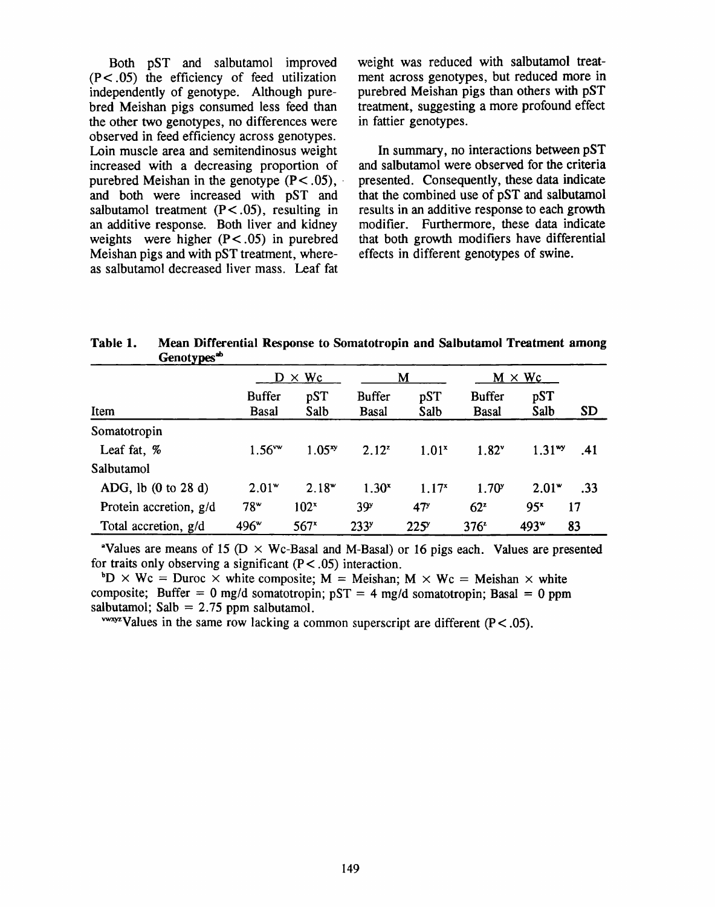Both pST and salbutamol improved ($P < .05$) the efficiency of feed utilization independently of genotype. Although purebred Meishan pigs consumed less feed than the other two genotypes, no differences were observed in feed efficiency across genotypes. Loin muscle area and semitendinosus weight increased with a decreasing proportion of purebred Meishan in the genotype ($P < .05$), and both were increased with pST and salbutamol treatment ($P < .05$), resulting in an additive response. Both liver and kidney weights were higher ($P < .05$) in purebred Meishan pigs and with pST treatment, whereas salbutamol decreased liver mass. Leaf fat weight was reduced with salbutamol treatment across genotypes, but reduced more in purebred Meishan pigs than others with pST treatment, suggesting a more profound effect in fattier genotypes.

In summary, no interactions between pST and salbutamol were observed for the criteria presented. Consequently, these data indicate that the combined use of pST and salbutamol results in an additive response to each growth modifier. Furthermore, these data indicate that both growth modifiers have differential effects in different genotypes of swine.

**Table 1. Mean Differential Response to Somatotropin and Salbutamol Treatment among Genotypes[a,b]**

| | D × Wc | | M | | M × Wc | | |
|---|---|---|---|---|---|---|---|
| Item | Buffer Basal | pST Salb | Buffer Basal | pST Salb | Buffer Basal | pST Salb | SD |
| Somatotropin | | | | | | | |
| Leaf fat, % | 1.56[vw] | 1.05[xy] | 2.12[z] | 1.01[x] | 1.82[v] | 1.31[wy] | .41 |
| Salbutamol | | | | | | | |
| ADG, lb (0 to 28 d) | 2.01[w] | 2.18[w] | 1.30[x] | 1.17[x] | 1.70[y] | 2.01[w] | .33 |
| Protein accretion, g/d | 78[w] | 102[x] | 39[y] | 47[y] | 62[z] | 95[x] | 17 |
| Total accretion, g/d | 496[w] | 567[x] | 233[y] | 225[y] | 376[z] | 493[w] | 83 |

[a]Values are means of 15 (D × Wc-Basal and M-Basal) or 16 pigs each. Values are presented for traits only observing a significant ($P < .05$) interaction.

[b]D × Wc = Duroc × white composite; M = Meishan; M × Wc = Meishan × white composite; Buffer = 0 mg/d somatotropin; pST = 4 mg/d somatotropin; Basal = 0 ppm salbutamol; Salb = 2.75 ppm salbutamol.

[vwxyz]Values in the same row lacking a common superscript are different ($P < .05$).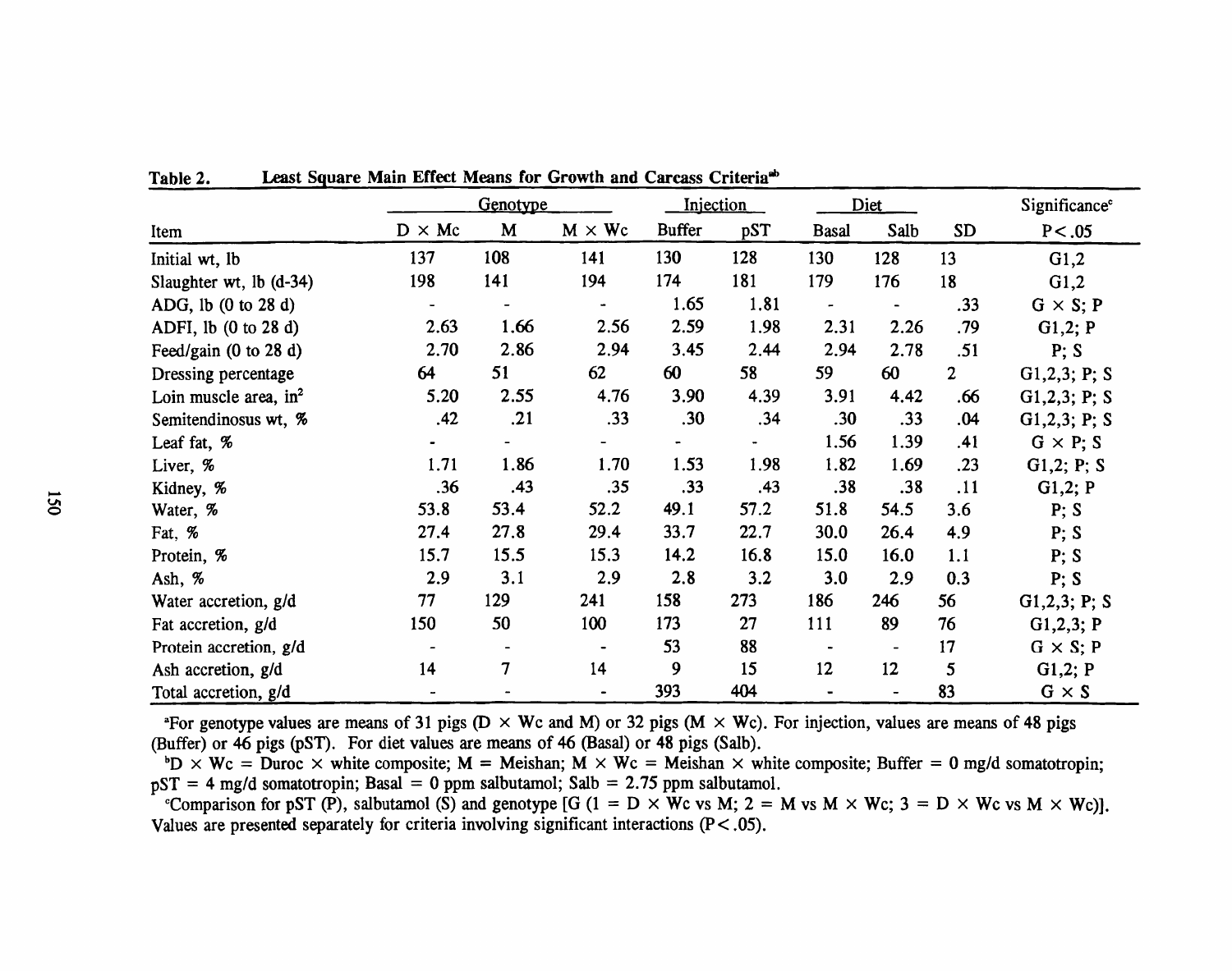**Table 2. Least Square Main Effect Means for Growth and Carcass Criteria[a,b]**

| | Genotype | | | Injection | | Diet | | | Significance[c] |
|---|---|---|---|---|---|---|---|---|---|
| Item | D × Mc | M | M × Wc | Buffer | pST | Basal | Salb | SD | P<.05 |
| Initial wt, lb | 137 | 108 | 141 | 130 | 128 | 130 | 128 | 13 | G1,2 |
| Slaughter wt, lb (d-34) | 198 | 141 | 194 | 174 | 181 | 179 | 176 | 18 | G1,2 |
| ADG, lb (0 to 28 d) | - | - | - | 1.65 | 1.81 | - | - | .33 | G × S; P |
| ADFI, lb (0 to 28 d) | 2.63 | 1.66 | 2.56 | 2.59 | 1.98 | 2.31 | 2.26 | .79 | G1,2; P |
| Feed/gain (0 to 28 d) | 2.70 | 2.86 | 2.94 | 3.45 | 2.44 | 2.94 | 2.78 | .51 | P; S |
| Dressing percentage | 64 | 51 | 62 | 60 | 58 | 59 | 60 | 2 | G1,2,3; P; S |
| Loin muscle area, in² | 5.20 | 2.55 | 4.76 | 3.90 | 4.39 | 3.91 | 4.42 | .66 | G1,2,3; P; S |
| Semitendinosus wt, % | .42 | .21 | .33 | .30 | .34 | .30 | .33 | .04 | G1,2,3; P; S |
| Leaf fat, % | - | - | - | - | - | 1.56 | 1.39 | .41 | G × P; S |
| Liver, % | 1.71 | 1.86 | 1.70 | 1.53 | 1.98 | 1.82 | 1.69 | .23 | G1,2; P; S |
| Kidney, % | .36 | .43 | .35 | .33 | .43 | .38 | .38 | .11 | G1,2; P |
| Water, % | 53.8 | 53.4 | 52.2 | 49.1 | 57.2 | 51.8 | 54.5 | 3.6 | P; S |
| Fat, % | 27.4 | 27.8 | 29.4 | 33.7 | 22.7 | 30.0 | 26.4 | 4.9 | P; S |
| Protein, % | 15.7 | 15.5 | 15.3 | 14.2 | 16.8 | 15.0 | 16.0 | 1.1 | P; S |
| Ash, % | 2.9 | 3.1 | 2.9 | 2.8 | 3.2 | 3.0 | 2.9 | 0.3 | P; S |
| Water accretion, g/d | 77 | 129 | 241 | 158 | 273 | 186 | 246 | 56 | G1,2,3; P; S |
| Fat accretion, g/d | 150 | 50 | 100 | 173 | 27 | 111 | 89 | 76 | G1,2,3; P |
| Protein accretion, g/d | - | - | - | 53 | 88 | - | - | 17 | G × S; P |
| Ash accretion, g/d | 14 | 7 | 14 | 9 | 15 | 12 | 12 | 5 | G1,2; P |
| Total accretion, g/d | - | - | - | 393 | 404 | - | - | 83 | G × S |

[a]For genotype values are means of 31 pigs (D × Wc and M) or 32 pigs (M × Wc). For injection, values are means of 48 pigs (Buffer) or 46 pigs (pST). For diet values are means of 46 (Basal) or 48 pigs (Salb).

[b]D × Wc = Duroc × white composite; M = Meishan; M × Wc = Meishan × white composite; Buffer = 0 mg/d somatotropin; pST = 4 mg/d somatotropin; Basal = 0 ppm salbutamol; Salb = 2.75 ppm salbutamol.

[c]Comparison for pST (P), salbutamol (S) and genotype [G (1 = D × Wc vs M; 2 = M vs M × Wc; 3 = D × Wc vs M × Wc)]. Values are presented separately for criteria involving significant interactions (P<.05).